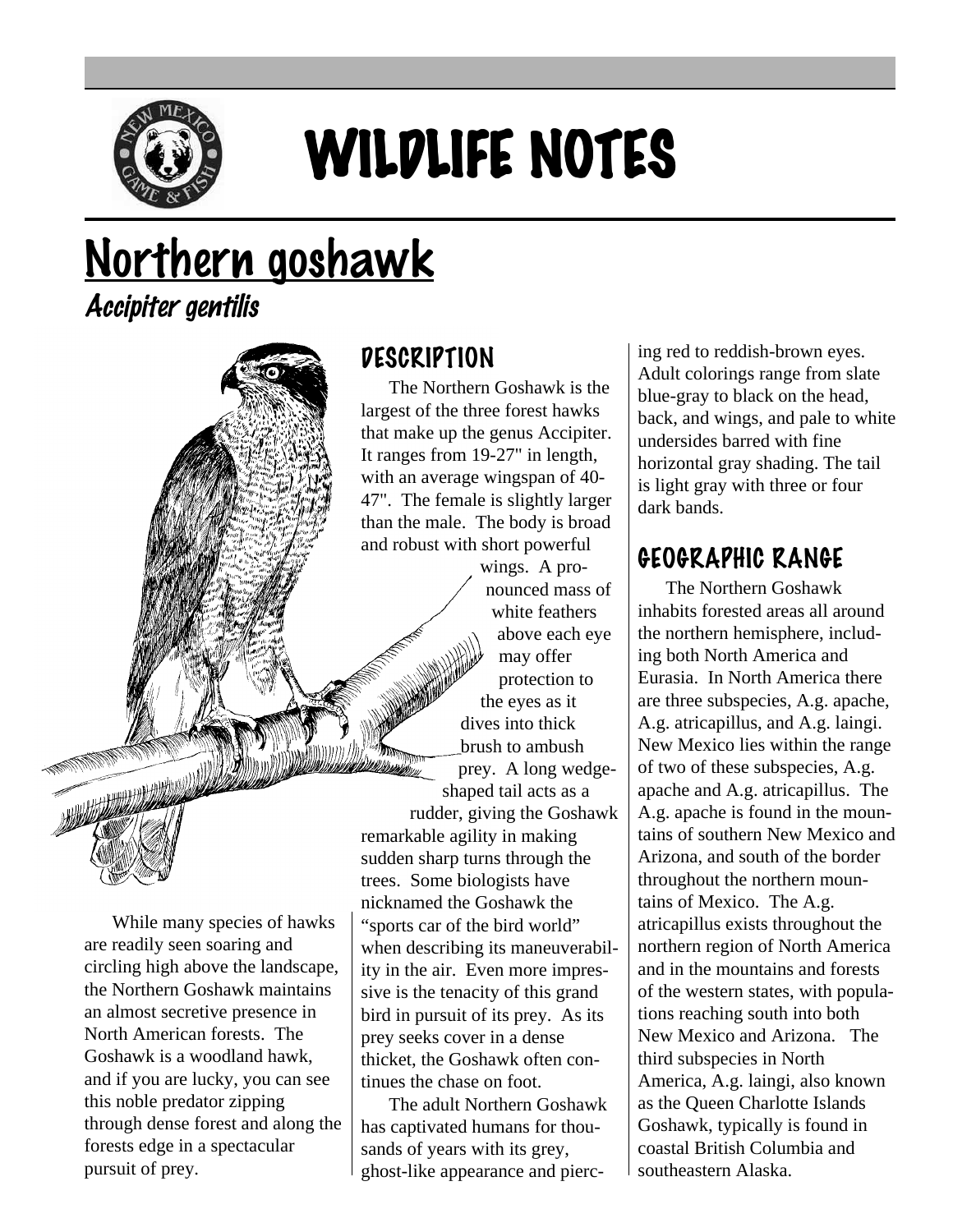# WILDLIFE NOTES

## Northern goshawk

*Accipiter gentilis*

While many species of hawks are readily seen soaring and circling high above the landscape, the Northern Goshawk maintains an almost secretive presence in North American forests. The Goshawk is a woodland hawk, and if you are lucky, you can see this noble predator zipping through dense forest and along the forests edge in a spectacular pursuit of prey.

### DESCRIPTION

The Northern Goshawk is the largest of the three forest hawks that make up the genus Accipiter. It ranges from 19-27" in length, with an average wingspan of 40-47". The female is slightly larger than the male. The body is broad and robust with short powerful wings. A pronounced mass of white feathers above each eye may offer protection to the eyes as it dives into thick brush to ambush prey. A long wedge-shaped tail acts as a rudder, giving the Goshawk remarkable agility in making sudden sharp turns through the trees. Some biologists have nicknamed the Goshawk the "sports car of the bird world" when describing its maneuverability in the air. Even more impressive is the tenacity of this grand bird in pursuit of its prey. As its prey seeks cover in a dense thicket, the Goshawk often continues the chase on foot.

The adult Northern Goshawk has captivated humans for thousands of years with its grey, ghost-like appearance and piercing red to reddish-brown eyes. Adult colorings range from slate blue-gray to black on the head, back, and wings, and pale to white undersides barred with fine horizontal gray shading. The tail is light gray with three or four dark bands.

### GEOGRAPHIC RANGE

The Northern Goshawk inhabits forested areas all around the northern hemisphere, including both North America and Eurasia. In North America there are three subspecies, A.g. apache, A.g. atricapillus, and A.g. laingi. New Mexico lies within the range of two of these subspecies, A.g. apache and A.g. atricapillus. The A.g. apache is found in the mountains of southern New Mexico and Arizona, and south of the border throughout the northern mountains of Mexico. The A.g. atricapillus exists throughout the northern region of North America and in the mountains and forests of the western states, with populations reaching south into both New Mexico and Arizona. The third subspecies in North America, A.g. laingi, also known as the Queen Charlotte Islands Goshawk, typically is found in coastal British Columbia and southeastern Alaska.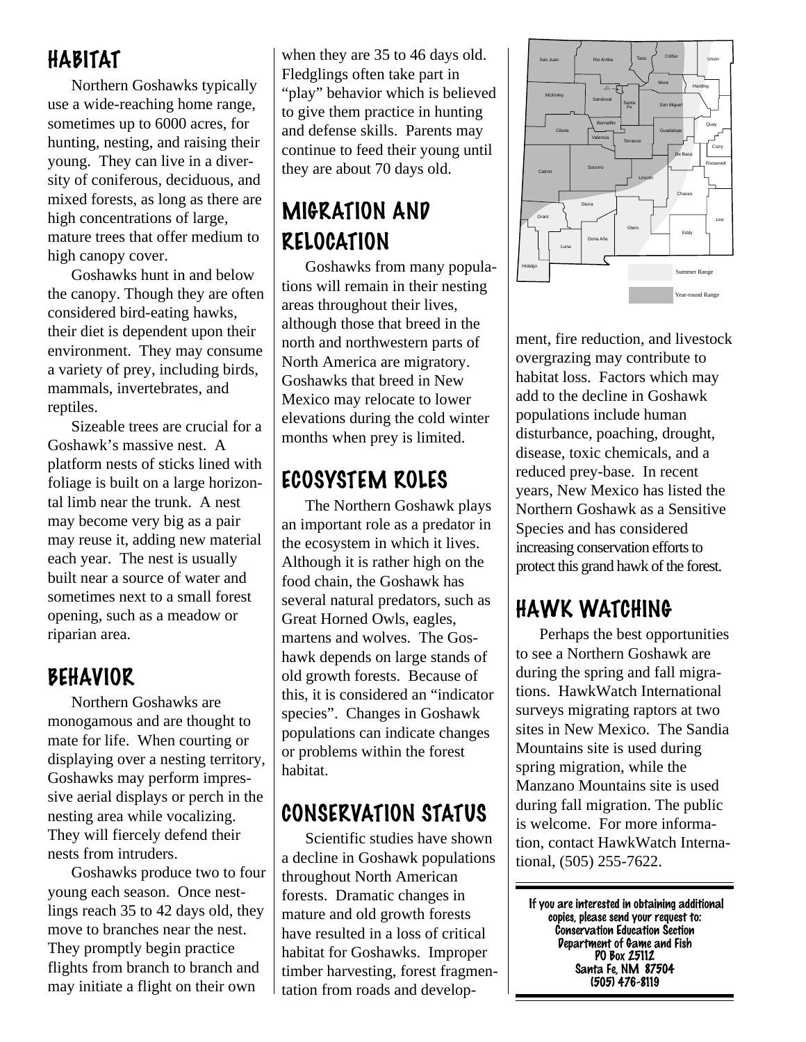## HABITAT

Northern Goshawks typically use a wide-reaching home range, sometimes up to 6000 acres, for hunting, nesting, and raising their young. They can live in a diversity of coniferous, deciduous, and mixed forests, as long as there are high concentrations of large, mature trees that offer medium to high canopy cover.

Goshawks hunt in and below the canopy. Though they are often considered bird-eating hawks, their diet is dependent upon their environment. They may consume a variety of prey, including birds, mammals, invertebrates, and reptiles.

Sizeable trees are crucial for a Goshawk's massive nest. A platform nests of sticks lined with foliage is built on a large horizontal limb near the trunk. A nest may become very big as a pair may reuse it, adding new material each year. The nest is usually built near a source of water and sometimes next to a small forest opening, such as a meadow or riparian area.

## BEHAVIOR

Northern Goshawks are monogamous and are thought to mate for life. When courting or displaying over a nesting territory, Goshawks may perform impressive aerial displays or perch in the nesting area while vocalizing. They will fiercely defend their nests from intruders.

Goshawks produce two to four young each season. Once nestlings reach 35 to 42 days old, they move to branches near the nest. They promptly begin practice flights from branch to branch and may initiate a flight on their own when they are 35 to 46 days old. Fledglings often take part in "play" behavior which is believed to give them practice in hunting and defense skills. Parents may continue to feed their young until they are about 70 days old.

## MIGRATION AND RELOCATION

Goshawks from many populations will remain in their nesting areas throughout their lives, although those that breed in the north and northwestern parts of North America are migratory. Goshawks that breed in New Mexico may relocate to lower elevations during the cold winter months when prey is limited.

## ECOSYSTEM ROLES

The Northern Goshawk plays an important role as a predator in the ecosystem in which it lives. Although it is rather high on the food chain, the Goshawk has several natural predators, such as Great Horned Owls, eagles, martens and wolves. The Goshawk depends on large stands of old growth forests. Because of this, it is considered an "indicator species". Changes in Goshawk populations can indicate changes or problems within the forest habitat.

## CONSERVATION STATUS

Scientific studies have shown a decline in Goshawk populations throughout North American forests. Dramatic changes in mature and old growth forests have resulted in a loss of critical habitat for Goshawks. Improper timber harvesting, forest fragmentation from roads and development, fire reduction, and livestock overgrazing may contribute to habitat loss. Factors which may add to the decline in Goshawk populations include human disturbance, poaching, drought, disease, toxic chemicals, and a reduced prey-base. In recent years, New Mexico has listed the Northern Goshawk as a Sensitive Species and has considered increasing conservation efforts to protect this grand hawk of the forest.

San Juan, Rio Arriba, Taos, Colfax, Union, Mora, Harding, McKinley, Sandoval, Los Alamos, Santa Fe, San Miguel, Bernalillo, Quay, Cibola, Valencia, Guadalupe, Torrance, De Baca, Curry, Roosevelt, Catron, Socorro, Lincoln, Chaves, Sierra, Grant, Otero, Lea, Eddy, Dona Aña, Luna, Hidalgo

Summer Range

Year-round Range

## HAWK WATCHING

Perhaps the best opportunities to see a Northern Goshawk are during the spring and fall migrations. HawkWatch International surveys migrating raptors at two sites in New Mexico. The Sandia Mountains site is used during spring migration, while the Manzano Mountains site is used during fall migration. The public is welcome. For more information, contact HawkWatch International, (505) 255-7622.

If you are interested in obtaining additional copies, please send your request to:
Conservation Education Section
Department of Game and Fish
PO Box 25112
Santa Fe, NM 87504
(505) 476-8119